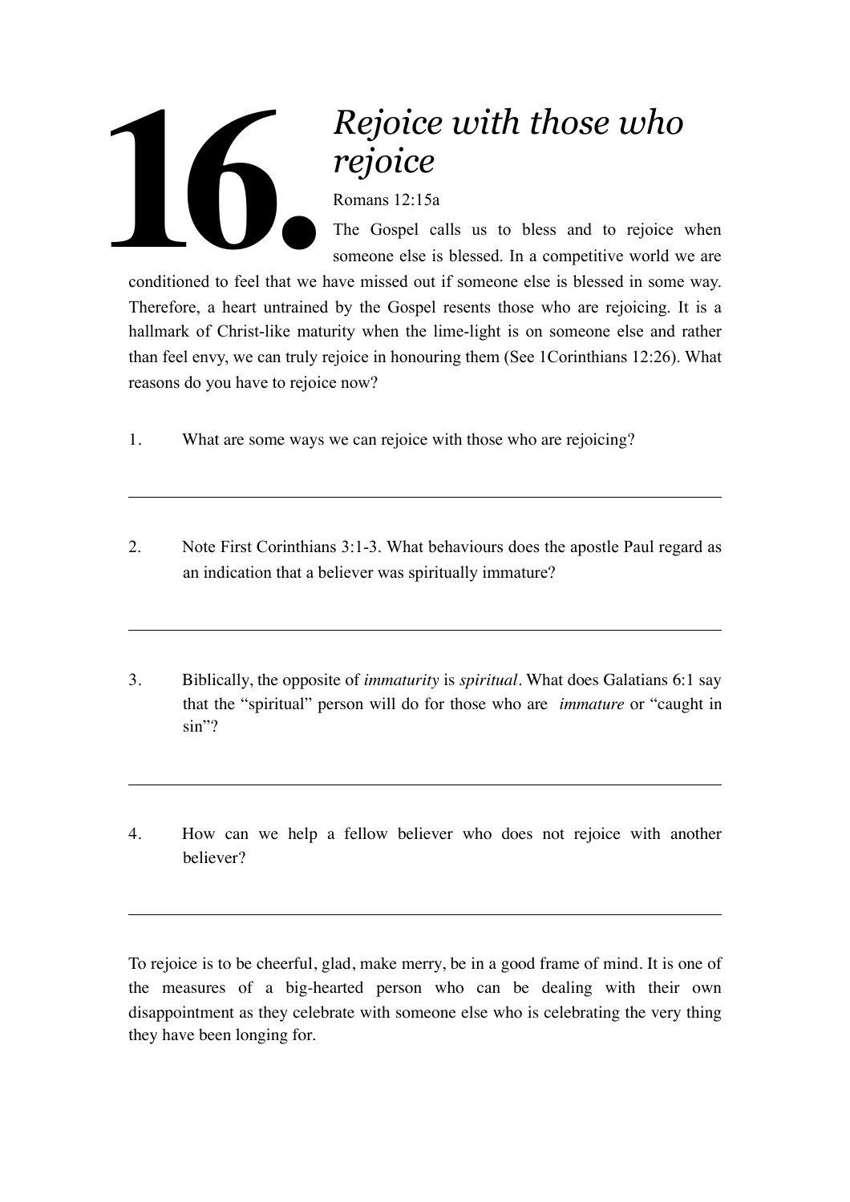# 16. *Rejoice with those who rejoice*

Romans 12:15a

The Gospel calls us to bless and to rejoice when someone else is blessed. In a competitive world we are conditioned to feel that we have missed out if someone else is blessed in some way. Therefore, a heart untrained by the Gospel resents those who are rejoicing. It is a hallmark of Christ-like maturity when the lime-light is on someone else and rather than feel envy, we can truly rejoice in honouring them (See 1Corinthians 12:26). What reasons do you have to rejoice now?

1. What are some ways we can rejoice with those who are rejoicing?

---

2. Note First Corinthians 3:1-3. What behaviours does the apostle Paul regard as an indication that a believer was spiritually immature?

---

3. Biblically, the opposite of *immaturity* is *spiritual*. What does Galatians 6:1 say that the "spiritual" person will do for those who are *immature* or "caught in sin"?

---

4. How can we help a fellow believer who does not rejoice with another believer?

---

To rejoice is to be cheerful, glad, make merry, be in a good frame of mind. It is one of the measures of a big-hearted person who can be dealing with their own disappointment as they celebrate with someone else who is celebrating the very thing they have been longing for.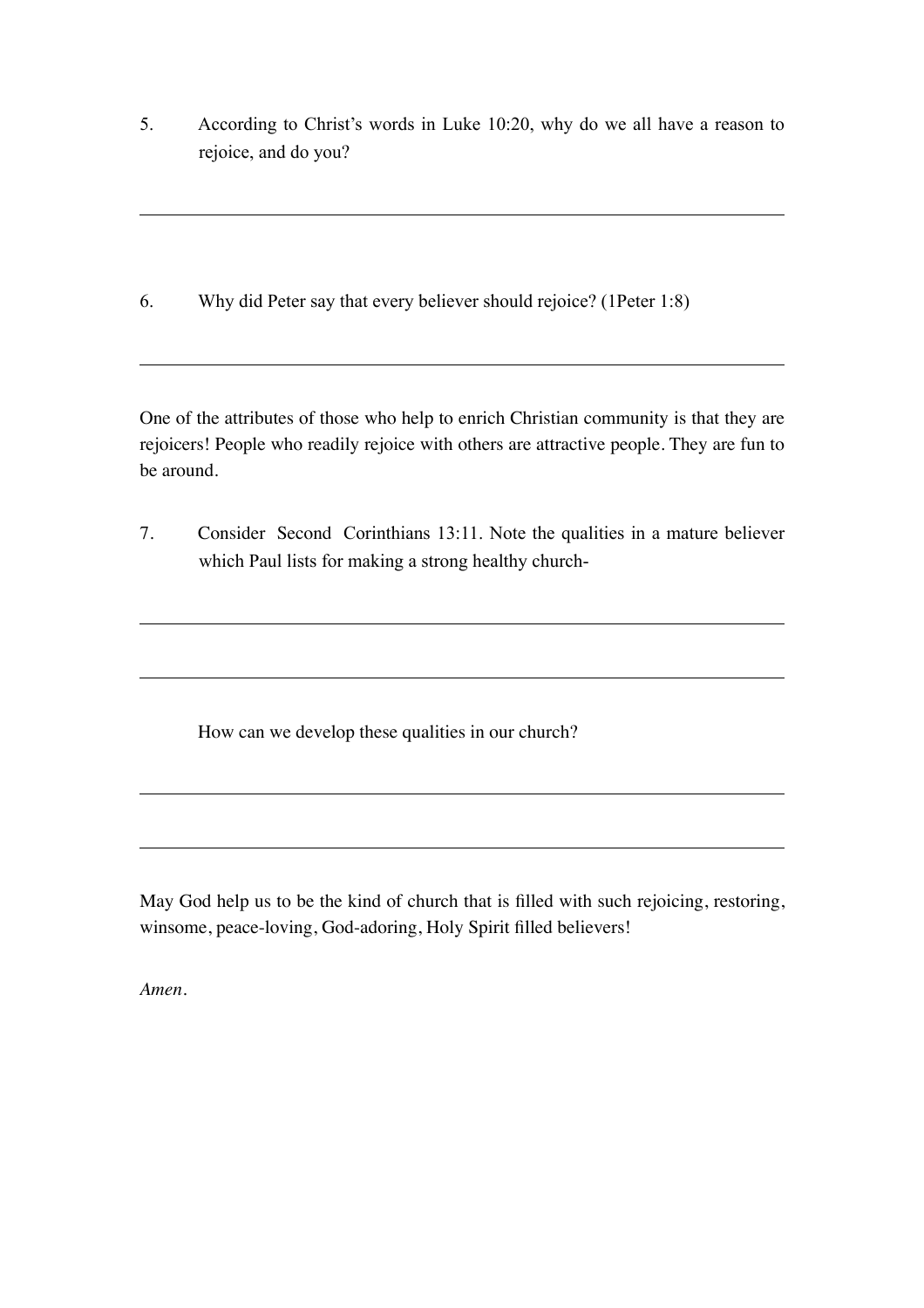5. According to Christ's words in Luke 10:20, why do we all have a reason to rejoice, and do you?

---

6. Why did Peter say that every believer should rejoice? (1Peter 1:8)

---

One of the attributes of those who help to enrich Christian community is that they are rejoicers! People who readily rejoice with others are attractive people. They are fun to be around.

7. Consider Second Corinthians 13:11. Note the qualities in a mature believer which Paul lists for making a strong healthy church-

---

---

How can we develop these qualities in our church?

---

---

May God help us to be the kind of church that is filled with such rejoicing, restoring, winsome, peace-loving, God-adoring, Holy Spirit filled believers!

*Amen.*